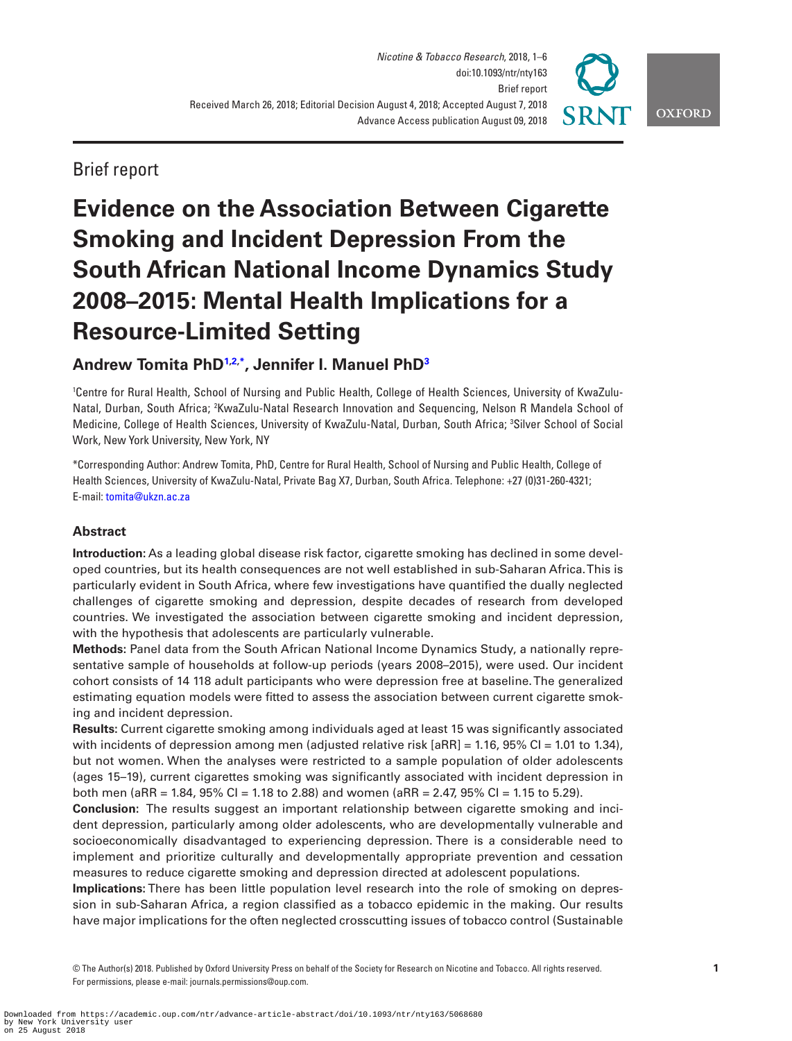Brief report

# Evidence on the Association Between Cigarette Smoking and Incident Depression From the South African National Income Dynamics Study 2008–2015: Mental Health Implications for a Resource-Limited Setting

**Andrew Tomita PhD[1,2,*], Jennifer I. Manuel PhD[3]**

[1]Centre for Rural Health, School of Nursing and Public Health, College of Health Sciences, University of KwaZulu-Natal, Durban, South Africa; [2]KwaZulu-Natal Research Innovation and Sequencing, Nelson R Mandela School of Medicine, College of Health Sciences, University of KwaZulu-Natal, Durban, South Africa; [3]Silver School of Social Work, New York University, New York, NY

*Corresponding Author: Andrew Tomita, PhD, Centre for Rural Health, School of Nursing and Public Health, College of Health Sciences, University of KwaZulu-Natal, Private Bag X7, Durban, South Africa. Telephone: +27 (0)31-260-4321; E-mail: tomita@ukzn.ac.za

## Abstract

**Introduction:** As a leading global disease risk factor, cigarette smoking has declined in some developed countries, but its health consequences are not well established in sub-Saharan Africa. This is particularly evident in South Africa, where few investigations have quantified the dually neglected challenges of cigarette smoking and depression, despite decades of research from developed countries. We investigated the association between cigarette smoking and incident depression, with the hypothesis that adolescents are particularly vulnerable.

**Methods:** Panel data from the South African National Income Dynamics Study, a nationally representative sample of households at follow-up periods (years 2008–2015), were used. Our incident cohort consists of 14 118 adult participants who were depression free at baseline. The generalized estimating equation models were fitted to assess the association between current cigarette smoking and incident depression.

**Results:** Current cigarette smoking among individuals aged at least 15 was significantly associated with incidents of depression among men (adjusted relative risk [aRR] = 1.16, 95% CI = 1.01 to 1.34), but not women. When the analyses were restricted to a sample population of older adolescents (ages 15–19), current cigarettes smoking was significantly associated with incident depression in both men (aRR = 1.84, 95% CI = 1.18 to 2.88) and women (aRR = 2.47, 95% CI = 1.15 to 5.29).

**Conclusion:** The results suggest an important relationship between cigarette smoking and incident depression, particularly among older adolescents, who are developmentally vulnerable and socioeconomically disadvantaged to experiencing depression. There is a considerable need to implement and prioritize culturally and developmentally appropriate prevention and cessation measures to reduce cigarette smoking and depression directed at adolescent populations.

**Implications:** There has been little population level research into the role of smoking on depression in sub-Saharan Africa, a region classified as a tobacco epidemic in the making. Our results have major implications for the often neglected crosscutting issues of tobacco control (Sustainable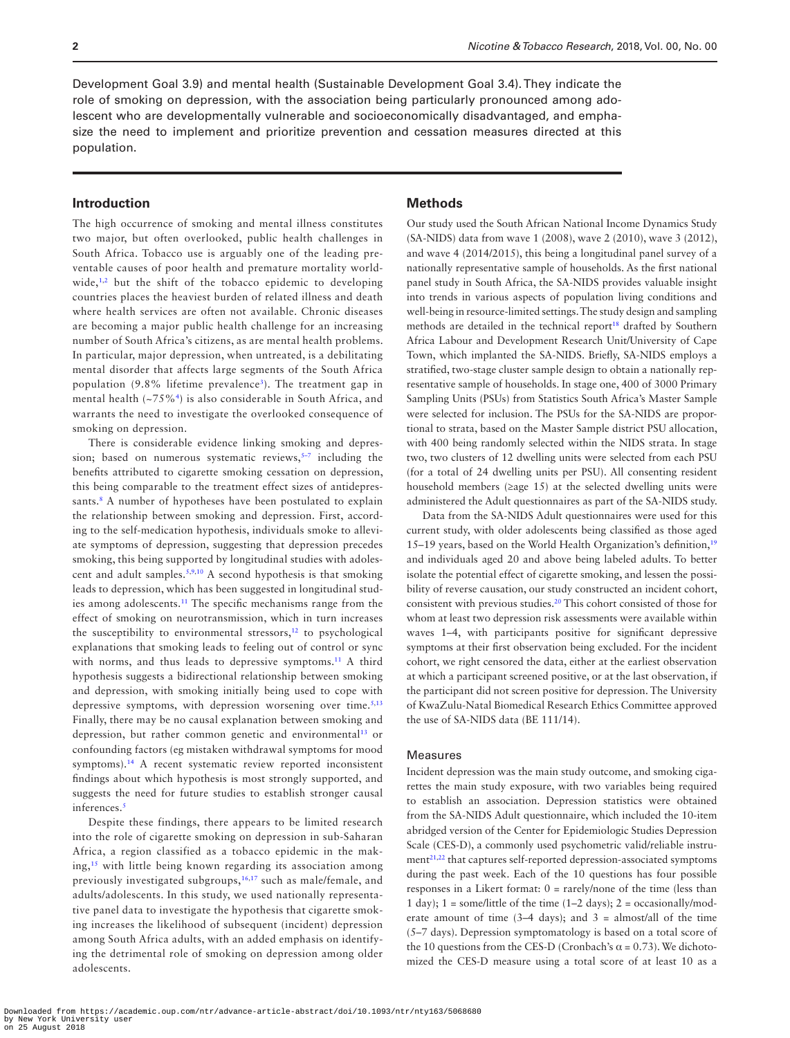Development Goal 3.9) and mental health (Sustainable Development Goal 3.4). They indicate the role of smoking on depression, with the association being particularly pronounced among adolescent who are developmentally vulnerable and socioeconomically disadvantaged, and emphasize the need to implement and prioritize prevention and cessation measures directed at this population.

## Introduction

The high occurrence of smoking and mental illness constitutes two major, but often overlooked, public health challenges in South Africa. Tobacco use is arguably one of the leading preventable causes of poor health and premature mortality worldwide,[1,2] but the shift of the tobacco epidemic to developing countries places the heaviest burden of related illness and death where health services are often not available. Chronic diseases are becoming a major public health challenge for an increasing number of South Africa's citizens, as are mental health problems. In particular, major depression, when untreated, is a debilitating mental disorder that affects large segments of the South Africa population (9.8% lifetime prevalence[3]). The treatment gap in mental health (~75%[4]) is also considerable in South Africa, and warrants the need to investigate the overlooked consequence of smoking on depression.

There is considerable evidence linking smoking and depression; based on numerous systematic reviews,[5–7] including the benefits attributed to cigarette smoking cessation on depression, this being comparable to the treatment effect sizes of antidepressants.[8] A number of hypotheses have been postulated to explain the relationship between smoking and depression. First, according to the self-medication hypothesis, individuals smoke to alleviate symptoms of depression, suggesting that depression precedes smoking, this being supported by longitudinal studies with adolescent and adult samples.[5,9,10] A second hypothesis is that smoking leads to depression, which has been suggested in longitudinal studies among adolescents.[11] The specific mechanisms range from the effect of smoking on neurotransmission, which in turn increases the susceptibility to environmental stressors,[12] to psychological explanations that smoking leads to feeling out of control or sync with norms, and thus leads to depressive symptoms.[11] A third hypothesis suggests a bidirectional relationship between smoking and depression, with smoking initially being used to cope with depressive symptoms, with depression worsening over time.[5,13] Finally, there may be no causal explanation between smoking and depression, but rather common genetic and environmental[13] or confounding factors (eg mistaken withdrawal symptoms for mood symptoms).[14] A recent systematic review reported inconsistent findings about which hypothesis is most strongly supported, and suggests the need for future studies to establish stronger causal inferences.[5]

Despite these findings, there appears to be limited research into the role of cigarette smoking on depression in sub-Saharan Africa, a region classified as a tobacco epidemic in the making,[15] with little being known regarding its association among previously investigated subgroups,[16,17] such as male/female, and adults/adolescents. In this study, we used nationally representative panel data to investigate the hypothesis that cigarette smoking increases the likelihood of subsequent (incident) depression among South Africa adults, with an added emphasis on identifying the detrimental role of smoking on depression among older adolescents.

## Methods

Our study used the South African National Income Dynamics Study (SA-NIDS) data from wave 1 (2008), wave 2 (2010), wave 3 (2012), and wave 4 (2014/2015), this being a longitudinal panel survey of a nationally representative sample of households. As the first national panel study in South Africa, the SA-NIDS provides valuable insight into trends in various aspects of population living conditions and well-being in resource-limited settings. The study design and sampling methods are detailed in the technical report[18] drafted by Southern Africa Labour and Development Research Unit/University of Cape Town, which implanted the SA-NIDS. Briefly, SA-NIDS employs a stratified, two-stage cluster sample design to obtain a nationally representative sample of households. In stage one, 400 of 3000 Primary Sampling Units (PSUs) from Statistics South Africa's Master Sample were selected for inclusion. The PSUs for the SA-NIDS are proportional to strata, based on the Master Sample district PSU allocation, with 400 being randomly selected within the NIDS strata. In stage two, two clusters of 12 dwelling units were selected from each PSU (for a total of 24 dwelling units per PSU). All consenting resident household members (≥age 15) at the selected dwelling units were administered the Adult questionnaires as part of the SA-NIDS study.

Data from the SA-NIDS Adult questionnaires were used for this current study, with older adolescents being classified as those aged 15–19 years, based on the World Health Organization's definition,[19] and individuals aged 20 and above being labeled adults. To better isolate the potential effect of cigarette smoking, and lessen the possibility of reverse causation, our study constructed an incident cohort, consistent with previous studies.[20] This cohort consisted of those for whom at least two depression risk assessments were available within waves 1–4, with participants positive for significant depressive symptoms at their first observation being excluded. For the incident cohort, we right censored the data, either at the earliest observation at which a participant screened positive, or at the last observation, if the participant did not screen positive for depression. The University of KwaZulu-Natal Biomedical Research Ethics Committee approved the use of SA-NIDS data (BE 111/14).

### Measures

Incident depression was the main study outcome, and smoking cigarettes the main study exposure, with two variables being required to establish an association. Depression statistics were obtained from the SA-NIDS Adult questionnaire, which included the 10-item abridged version of the Center for Epidemiologic Studies Depression Scale (CES-D), a commonly used psychometric valid/reliable instrument[21,22] that captures self-reported depression-associated symptoms during the past week. Each of the 10 questions has four possible responses in a Likert format: 0 = rarely/none of the time (less than 1 day); 1 = some/little of the time (1–2 days); 2 = occasionally/moderate amount of time (3–4 days); and 3 = almost/all of the time (5–7 days). Depression symptomatology is based on a total score of the 10 questions from the CES-D (Cronbach's $\alpha = 0.73$). We dichotomized the CES-D measure using a total score of at least 10 as a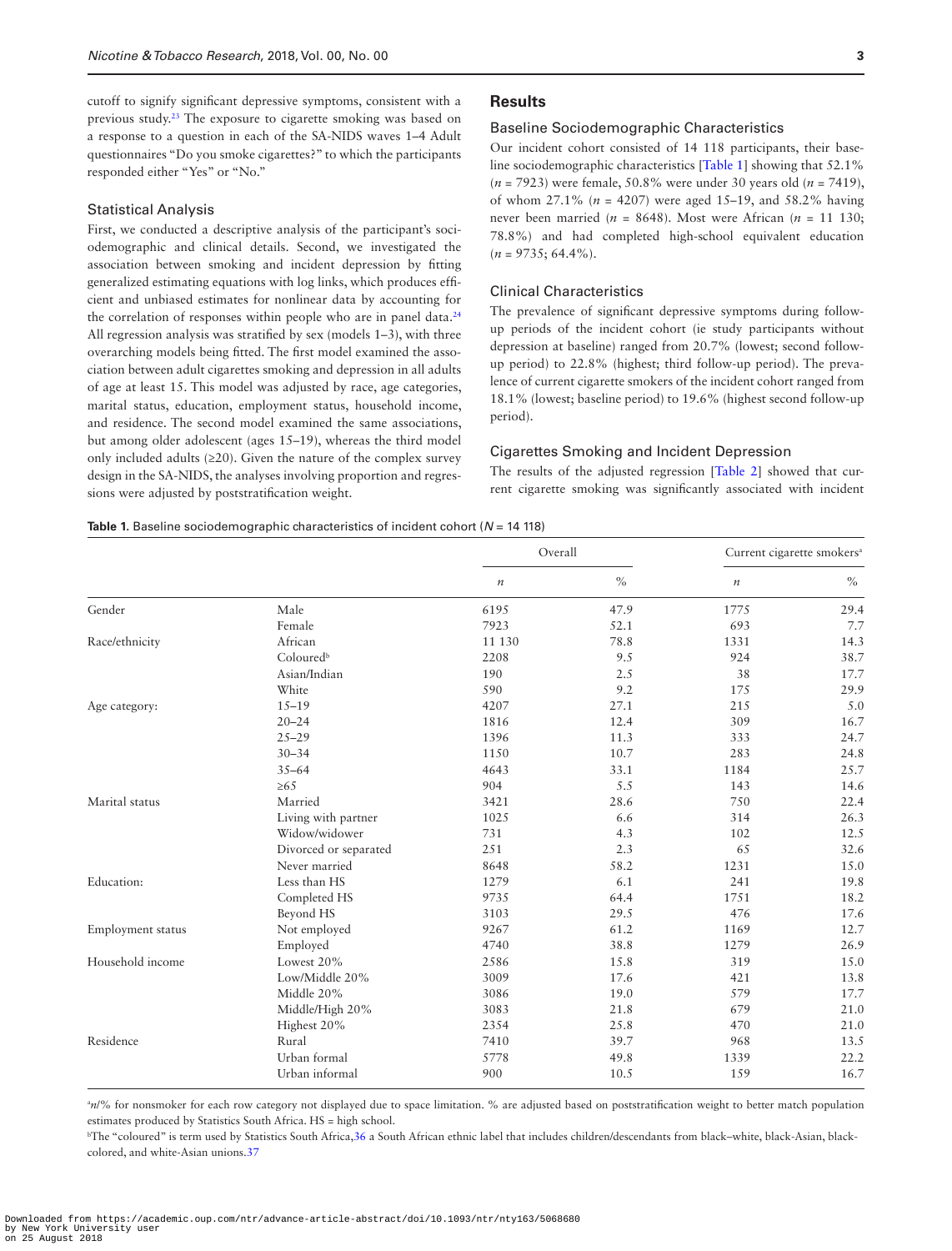cutoff to signify significant depressive symptoms, consistent with a previous study.[23] The exposure to cigarette smoking was based on a response to a question in each of the SA-NIDS waves 1–4 Adult questionnaires "Do you smoke cigarettes?" to which the participants responded either "Yes" or "No."

### Statistical Analysis

First, we conducted a descriptive analysis of the participant's sociodemographic and clinical details. Second, we investigated the association between smoking and incident depression by fitting generalized estimating equations with log links, which produces efficient and unbiased estimates for nonlinear data by accounting for the correlation of responses within people who are in panel data.[24] All regression analysis was stratified by sex (models 1–3), with three overarching models being fitted. The first model examined the association between adult cigarettes smoking and depression in all adults of age at least 15. This model was adjusted by race, age categories, marital status, education, employment status, household income, and residence. The second model examined the same associations, but among older adolescent (ages 15–19), whereas the third model only included adults (≥20). Given the nature of the complex survey design in the SA-NIDS, the analyses involving proportion and regressions were adjusted by poststratification weight.

## Results

### Baseline Sociodemographic Characteristics

Our incident cohort consisted of 14 118 participants, their baseline sociodemographic characteristics [Table 1] showing that 52.1% ($n$ = 7923) were female, 50.8% were under 30 years old ($n$ = 7419), of whom 27.1% ($n$ = 4207) were aged 15–19, and 58.2% having never been married ($n$ = 8648). Most were African ($n$ = 11 130; 78.8%) and had completed high-school equivalent education ($n$ = 9735; 64.4%).

### Clinical Characteristics

The prevalence of significant depressive symptoms during follow-up periods of the incident cohort (ie study participants without depression at baseline) ranged from 20.7% (lowest; second follow-up period) to 22.8% (highest; third follow-up period). The prevalence of current cigarette smokers of the incident cohort ranged from 18.1% (lowest; baseline period) to 19.6% (highest second follow-up period).

### Cigarettes Smoking and Incident Depression

The results of the adjusted regression [Table 2] showed that current cigarette smoking was significantly associated with incident

**Table 1.** Baseline sociodemographic characteristics of incident cohort ($N$ = 14 118)

| | | Overall | | Current cigarette smokers[a] | |
|---|---|---|---|---|---|
| | | $n$ | % | $n$ | % |
| Gender | Male | 6195 | 47.9 | 1775 | 29.4 |
| | Female | 7923 | 52.1 | 693 | 7.7 |
| Race/ethnicity | African | 11 130 | 78.8 | 1331 | 14.3 |
| | Coloured[b] | 2208 | 9.5 | 924 | 38.7 |
| | Asian/Indian | 190 | 2.5 | 38 | 17.7 |
| | White | 590 | 9.2 | 175 | 29.9 |
| Age category: | 15–19 | 4207 | 27.1 | 215 | 5.0 |
| | 20–24 | 1816 | 12.4 | 309 | 16.7 |
| | 25–29 | 1396 | 11.3 | 333 | 24.7 |
| | 30–34 | 1150 | 10.7 | 283 | 24.8 |
| | 35–64 | 4643 | 33.1 | 1184 | 25.7 |
| | ≥65 | 904 | 5.5 | 143 | 14.6 |
| Marital status | Married | 3421 | 28.6 | 750 | 22.4 |
| | Living with partner | 1025 | 6.6 | 314 | 26.3 |
| | Widow/widower | 731 | 4.3 | 102 | 12.5 |
| | Divorced or separated | 251 | 2.3 | 65 | 32.6 |
| | Never married | 8648 | 58.2 | 1231 | 15.0 |
| Education: | Less than HS | 1279 | 6.1 | 241 | 19.8 |
| | Completed HS | 9735 | 64.4 | 1751 | 18.2 |
| | Beyond HS | 3103 | 29.5 | 476 | 17.6 |
| Employment status | Not employed | 9267 | 61.2 | 1169 | 12.7 |
| | Employed | 4740 | 38.8 | 1279 | 26.9 |
| Household income | Lowest 20% | 2586 | 15.8 | 319 | 15.0 |
| | Low/Middle 20% | 3009 | 17.6 | 421 | 13.8 |
| | Middle 20% | 3086 | 19.0 | 579 | 17.7 |
| | Middle/High 20% | 3083 | 21.8 | 679 | 21.0 |
| | Highest 20% | 2354 | 25.8 | 470 | 21.0 |
| Residence | Rural | 7410 | 39.7 | 968 | 13.5 |
| | Urban formal | 5778 | 49.8 | 1339 | 22.2 |
| | Urban informal | 900 | 10.5 | 159 | 16.7 |

[a]$n$/% for nonsmoker for each row category not displayed due to space limitation. % are adjusted based on poststratification weight to better match population estimates produced by Statistics South Africa. HS = high school.

[b]The "coloured" is term used by Statistics South Africa,36 a South African ethnic label that includes children/descendants from black–white, black-Asian, black-colored, and white-Asian unions.37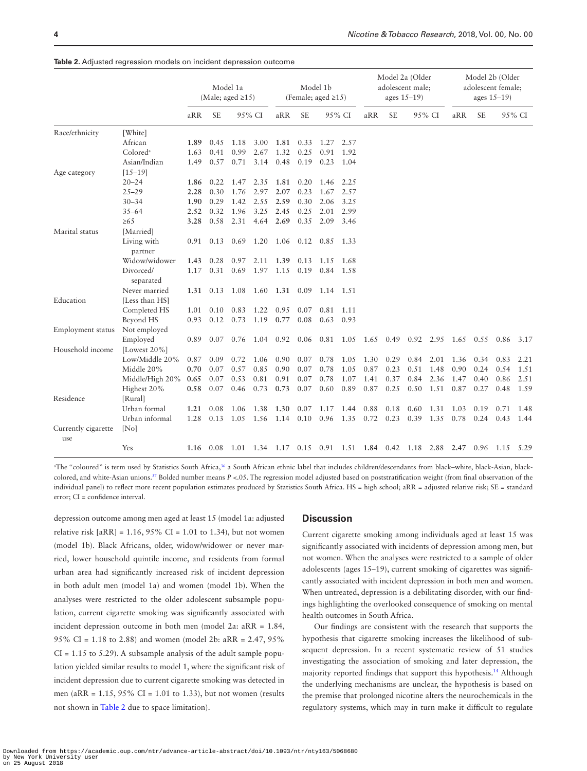**Table 2.** Adjusted regression models on incident depression outcome

| | | Model 1a (Male; aged ≥15) | | | | Model 1b (Female; aged ≥15) | | | | Model 2a (Older adolescent male; ages 15–19) | | | | Model 2b (Older adolescent female; ages 15–19) | | | |
|---|---|---|---|---|---|---|---|---|---|---|---|---|---|---|---|---|---|
| | | aRR | SE | 95% CI | | aRR | SE | 95% CI | | aRR | SE | 95% CI | | aRR | SE | 95% CI | |
| Race/ethnicity | [White] | | | | | | | | | | | | | | | | |
| | African | **1.89** | 0.45 | 1.18 | 3.00 | **1.81** | 0.33 | 1.27 | 2.57 | | | | | | | | |
| | Colored[a] | 1.63 | 0.41 | 0.99 | 2.67 | 1.32 | 0.25 | 0.91 | 1.92 | | | | | | | | |
| | Asian/Indian | 1.49 | 0.57 | 0.71 | 3.14 | 0.48 | 0.19 | 0.23 | 1.04 | | | | | | | | |
| Age category | [15–19] | | | | | | | | | | | | | | | | |
| | 20–24 | **1.86** | 0.22 | 1.47 | 2.35 | **1.81** | 0.20 | 1.46 | 2.25 | | | | | | | | |
| | 25–29 | **2.28** | 0.30 | 1.76 | 2.97 | **2.07** | 0.23 | 1.67 | 2.57 | | | | | | | | |
| | 30–34 | **1.90** | 0.29 | 1.42 | 2.55 | **2.59** | 0.30 | 2.06 | 3.25 | | | | | | | | |
| | 35–64 | **2.52** | 0.32 | 1.96 | 3.25 | **2.45** | 0.25 | 2.01 | 2.99 | | | | | | | | |
| | ≥65 | **3.28** | 0.58 | 2.31 | 4.64 | **2.69** | 0.35 | 2.09 | 3.46 | | | | | | | | |
| Marital status | [Married] | | | | | | | | | | | | | | | | |
| | Living with partner | 0.91 | 0.13 | 0.69 | 1.20 | 1.06 | 0.12 | 0.85 | 1.33 | | | | | | | | |
| | Widow/widower | **1.43** | 0.28 | 0.97 | 2.11 | **1.39** | 0.13 | 1.15 | 1.68 | | | | | | | | |
| | Divorced/ separated | 1.17 | 0.31 | 0.69 | 1.97 | 1.15 | 0.19 | 0.84 | 1.58 | | | | | | | | |
| | Never married | **1.31** | 0.13 | 1.08 | 1.60 | **1.31** | 0.09 | 1.14 | 1.51 | | | | | | | | |
| Education | [Less than HS] | | | | | | | | | | | | | | | | |
| | Completed HS | 1.01 | 0.10 | 0.83 | 1.22 | 0.95 | 0.07 | 0.81 | 1.11 | | | | | | | | |
| | Beyond HS | 0.93 | 0.12 | 0.73 | 1.19 | **0.77** | 0.08 | 0.63 | 0.93 | | | | | | | | |
| Employment status | Not employed | | | | | | | | | | | | | | | | |
| | Employed | 0.89 | 0.07 | 0.76 | 1.04 | 0.92 | 0.06 | 0.81 | 1.05 | 1.65 | 0.49 | 0.92 | 2.95 | 1.65 | 0.55 | 0.86 | 3.17 |
| Household income | [Lowest 20%] | | | | | | | | | | | | | | | | |
| | Low/Middle 20% | 0.87 | 0.09 | 0.72 | 1.06 | 0.90 | 0.07 | 0.78 | 1.05 | 1.30 | 0.29 | 0.84 | 2.01 | 1.36 | 0.34 | 0.83 | 2.21 |
| | Middle 20% | **0.70** | 0.07 | 0.57 | 0.85 | 0.90 | 0.07 | 0.78 | 1.05 | 0.87 | 0.23 | 0.51 | 1.48 | 0.90 | 0.24 | 0.54 | 1.51 |
| | Middle/High 20% | **0.65** | 0.07 | 0.53 | 0.81 | 0.91 | 0.07 | 0.78 | 1.07 | 1.41 | 0.37 | 0.84 | 2.36 | 1.47 | 0.40 | 0.86 | 2.51 |
| | Highest 20% | **0.58** | 0.07 | 0.46 | 0.73 | **0.73** | 0.07 | 0.60 | 0.89 | 0.87 | 0.25 | 0.50 | 1.51 | 0.87 | 0.27 | 0.48 | 1.59 |
| Residence | [Rural] | | | | | | | | | | | | | | | | |
| | Urban formal | **1.21** | 0.08 | 1.06 | 1.38 | **1.30** | 0.07 | 1.17 | 1.44 | 0.88 | 0.18 | 0.60 | 1.31 | 1.03 | 0.19 | 0.71 | 1.48 |
| | Urban informal | 1.28 | 0.13 | 1.05 | 1.56 | 1.14 | 0.10 | 0.96 | 1.35 | 0.72 | 0.23 | 0.39 | 1.35 | 0.78 | 0.24 | 0.43 | 1.44 |
| Currently cigarette use | [No] | | | | | | | | | | | | | | | | |
| | Yes | **1.16** | 0.08 | 1.01 | 1.34 | 1.17 | 0.15 | 0.91 | 1.51 | **1.84** | 0.42 | 1.18 | 2.88 | **2.47** | 0.96 | 1.15 | 5.29 |

[a]The "coloured" is term used by Statistics South Africa,[36] a South African ethnic label that includes children/descendants from black–white, black-Asian, black-colored, and white-Asian unions.[37] Bolded number means $P < .05$. The regression model adjusted based on poststratification weight (from final observation of the individual panel) to reflect more recent population estimates produced by Statistics South Africa. HS = high school; aRR = adjusted relative risk; SE = standard error; CI = confidence interval.

depression outcome among men aged at least 15 (model 1a: adjusted relative risk [aRR] = 1.16, 95% CI = 1.01 to 1.34), but not women (model 1b). Black Africans, older, widow/widower or never married, lower household quintile income, and residents from formal urban area had significantly increased risk of incident depression in both adult men (model 1a) and women (model 1b). When the analyses were restricted to the older adolescent subsample population, current cigarette smoking was significantly associated with incident depression outcome in both men (model 2a: aRR = 1.84, 95% CI = 1.18 to 2.88) and women (model 2b: aRR = 2.47, 95% CI = 1.15 to 5.29). A subsample analysis of the adult sample population yielded similar results to model 1, where the significant risk of incident depression due to current cigarette smoking was detected in men (aRR = 1.15, 95% CI = 1.01 to 1.33), but not women (results not shown in Table 2 due to space limitation).

## Discussion

Current cigarette smoking among individuals aged at least 15 was significantly associated with incidents of depression among men, but not women. When the analyses were restricted to a sample of older adolescents (ages 15–19), current smoking of cigarettes was significantly associated with incident depression in both men and women. When untreated, depression is a debilitating disorder, with our findings highlighting the overlooked consequence of smoking on mental health outcomes in South Africa.

Our findings are consistent with the research that supports the hypothesis that cigarette smoking increases the likelihood of subsequent depression. In a recent systematic review of 51 studies investigating the association of smoking and later depression, the majority reported findings that support this hypothesis.[14] Although the underlying mechanisms are unclear, the hypothesis is based on the premise that prolonged nicotine alters the neurochemicals in the regulatory systems, which may in turn make it difficult to regulate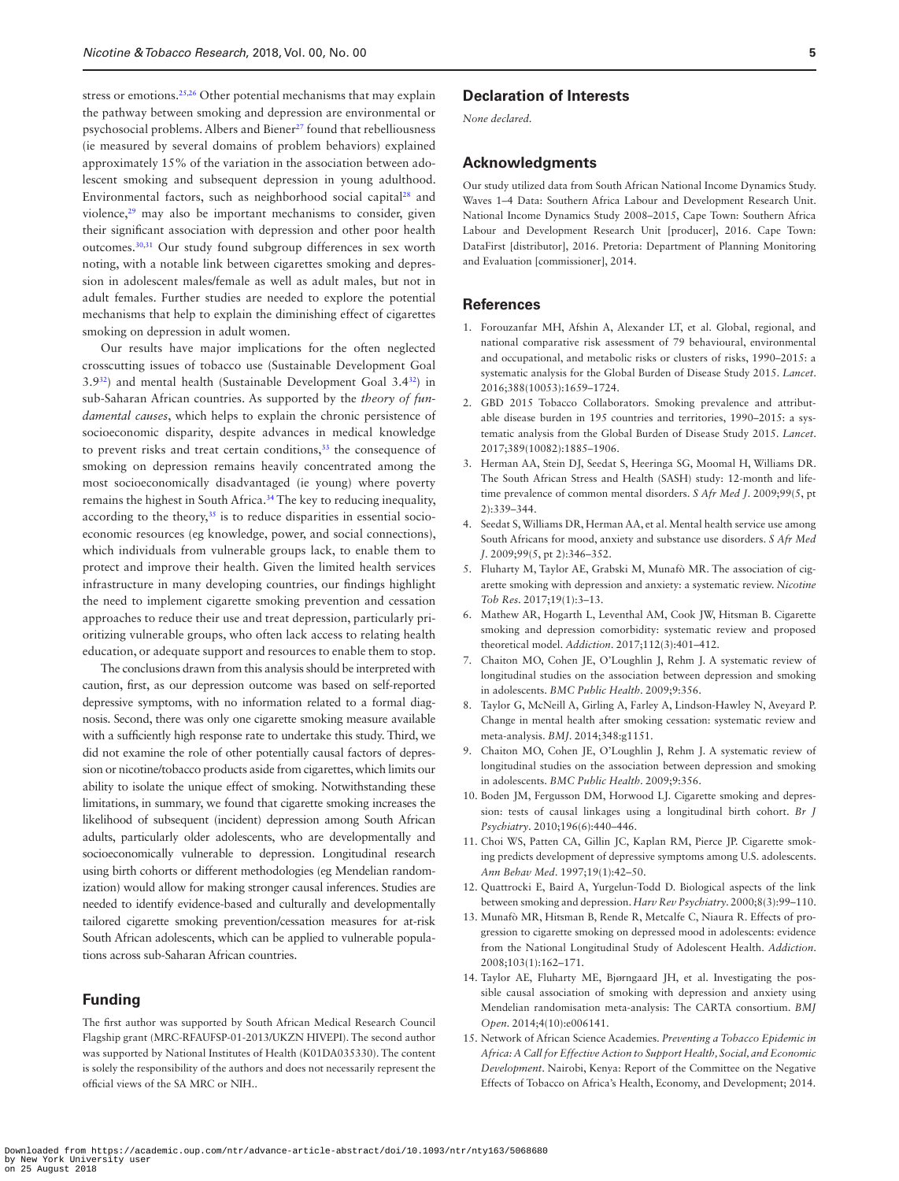stress or emotions.[25,26] Other potential mechanisms that may explain the pathway between smoking and depression are environmental or psychosocial problems. Albers and Biener[27] found that rebelliousness (ie measured by several domains of problem behaviors) explained approximately 15% of the variation in the association between adolescent smoking and subsequent depression in young adulthood. Environmental factors, such as neighborhood social capital[28] and violence,[29] may also be important mechanisms to consider, given their significant association with depression and other poor health outcomes.[30,31] Our study found subgroup differences in sex worth noting, with a notable link between cigarettes smoking and depression in adolescent males/female as well as adult males, but not in adult females. Further studies are needed to explore the potential mechanisms that help to explain the diminishing effect of cigarettes smoking on depression in adult women.

Our results have major implications for the often neglected crosscutting issues of tobacco use (Sustainable Development Goal 3.9[32]) and mental health (Sustainable Development Goal 3.4[32]) in sub-Saharan African countries. As supported by the *theory of fundamental causes*, which helps to explain the chronic persistence of socioeconomic disparity, despite advances in medical knowledge to prevent risks and treat certain conditions,[33] the consequence of smoking on depression remains heavily concentrated among the most socioeconomically disadvantaged (ie young) where poverty remains the highest in South Africa.[34] The key to reducing inequality, according to the theory,[35] is to reduce disparities in essential socioeconomic resources (eg knowledge, power, and social connections), which individuals from vulnerable groups lack, to enable them to protect and improve their health. Given the limited health services infrastructure in many developing countries, our findings highlight the need to implement cigarette smoking prevention and cessation approaches to reduce their use and treat depression, particularly prioritizing vulnerable groups, who often lack access to relating health education, or adequate support and resources to enable them to stop.

The conclusions drawn from this analysis should be interpreted with caution, first, as our depression outcome was based on self-reported depressive symptoms, with no information related to a formal diagnosis. Second, there was only one cigarette smoking measure available with a sufficiently high response rate to undertake this study. Third, we did not examine the role of other potentially causal factors of depression or nicotine/tobacco products aside from cigarettes, which limits our ability to isolate the unique effect of smoking. Notwithstanding these limitations, in summary, we found that cigarette smoking increases the likelihood of subsequent (incident) depression among South African adults, particularly older adolescents, who are developmentally and socioeconomically vulnerable to depression. Longitudinal research using birth cohorts or different methodologies (eg Mendelian randomization) would allow for making stronger causal inferences. Studies are needed to identify evidence-based and culturally and developmentally tailored cigarette smoking prevention/cessation measures for at-risk South African adolescents, which can be applied to vulnerable populations across sub-Saharan African countries.

## Funding

The first author was supported by South African Medical Research Council Flagship grant (MRC-RFAUFSP-01-2013/UKZN HIVEPI). The second author was supported by National Institutes of Health (K01DA035330). The content is solely the responsibility of the authors and does not necessarily represent the official views of the SA MRC or NIH..

## Declaration of Interests

*None declared.*

## Acknowledgments

Our study utilized data from South African National Income Dynamics Study. Waves 1–4 Data: Southern Africa Labour and Development Research Unit. National Income Dynamics Study 2008–2015, Cape Town: Southern Africa Labour and Development Research Unit [producer], 2016. Cape Town: DataFirst [distributor], 2016. Pretoria: Department of Planning Monitoring and Evaluation [commissioner], 2014.

## References

1. Forouzanfar MH, Afshin A, Alexander LT, et al. Global, regional, and national comparative risk assessment of 79 behavioural, environmental and occupational, and metabolic risks or clusters of risks, 1990–2015: a systematic analysis for the Global Burden of Disease Study 2015. *Lancet*. 2016;388(10053):1659–1724.
2. GBD 2015 Tobacco Collaborators. Smoking prevalence and attributable disease burden in 195 countries and territories, 1990–2015: a systematic analysis from the Global Burden of Disease Study 2015. *Lancet*. 2017;389(10082):1885–1906.
3. Herman AA, Stein DJ, Seedat S, Heeringa SG, Moomal H, Williams DR. The South African Stress and Health (SASH) study: 12-month and lifetime prevalence of common mental disorders. *S Afr Med J*. 2009;99(5, pt 2):339–344.
4. Seedat S, Williams DR, Herman AA, et al. Mental health service use among South Africans for mood, anxiety and substance use disorders. *S Afr Med J*. 2009;99(5, pt 2):346–352.
5. Fluharty M, Taylor AE, Grabski M, Munafò MR. The association of cigarette smoking with depression and anxiety: a systematic review. *Nicotine Tob Res*. 2017;19(1):3–13.
6. Mathew AR, Hogarth L, Leventhal AM, Cook JW, Hitsman B. Cigarette smoking and depression comorbidity: systematic review and proposed theoretical model. *Addiction*. 2017;112(3):401–412.
7. Chaiton MO, Cohen JE, O'Loughlin J, Rehm J. A systematic review of longitudinal studies on the association between depression and smoking in adolescents. *BMC Public Health*. 2009;9:356.
8. Taylor G, McNeill A, Girling A, Farley A, Lindson-Hawley N, Aveyard P. Change in mental health after smoking cessation: systematic review and meta-analysis. *BMJ*. 2014;348:g1151.
9. Chaiton MO, Cohen JE, O'Loughlin J, Rehm J. A systematic review of longitudinal studies on the association between depression and smoking in adolescents. *BMC Public Health*. 2009;9:356.
10. Boden JM, Fergusson DM, Horwood LJ. Cigarette smoking and depression: tests of causal linkages using a longitudinal birth cohort. *Br J Psychiatry*. 2010;196(6):440–446.
11. Choi WS, Patten CA, Gillin JC, Kaplan RM, Pierce JP. Cigarette smoking predicts development of depressive symptoms among U.S. adolescents. *Ann Behav Med*. 1997;19(1):42–50.
12. Quattrocki E, Baird A, Yurgelun-Todd D. Biological aspects of the link between smoking and depression. *Harv Rev Psychiatry*. 2000;8(3):99–110.
13. Munafò MR, Hitsman B, Rende R, Metcalfe C, Niaura R. Effects of progression to cigarette smoking on depressed mood in adolescents: evidence from the National Longitudinal Study of Adolescent Health. *Addiction*. 2008;103(1):162–171.
14. Taylor AE, Fluharty ME, Bjørngaard JH, et al. Investigating the possible causal association of smoking with depression and anxiety using Mendelian randomisation meta-analysis: The CARTA consortium. *BMJ Open*. 2014;4(10):e006141.
15. Network of African Science Academies. *Preventing a Tobacco Epidemic in Africa: A Call for Effective Action to Support Health, Social, and Economic Development*. Nairobi, Kenya: Report of the Committee on the Negative Effects of Tobacco on Africa's Health, Economy, and Development; 2014.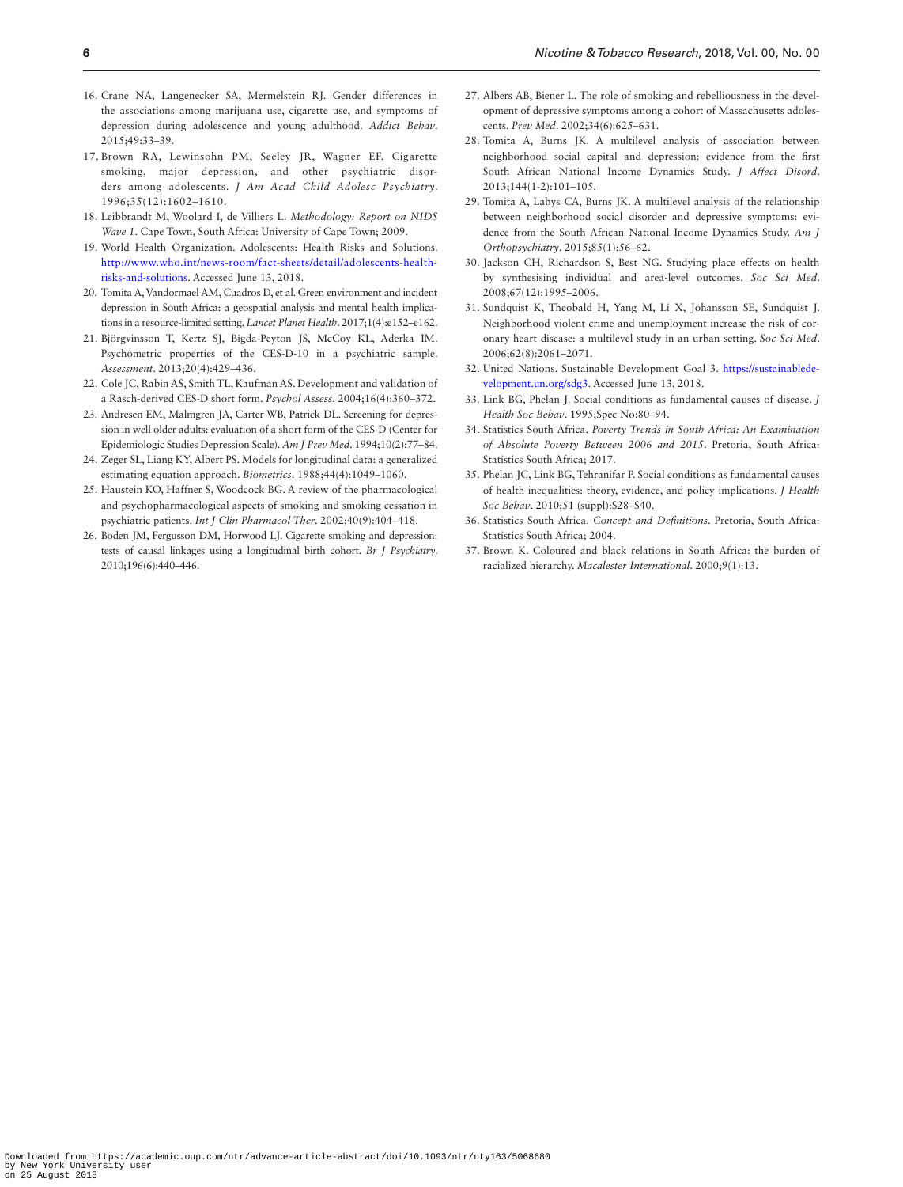16. Crane NA, Langenecker SA, Mermelstein RJ. Gender differences in the associations among marijuana use, cigarette use, and symptoms of depression during adolescence and young adulthood. *Addict Behav*. 2015;49:33–39.
17. Brown RA, Lewinsohn PM, Seeley JR, Wagner EF. Cigarette smoking, major depression, and other psychiatric disorders among adolescents. *J Am Acad Child Adolesc Psychiatry*. 1996;35(12):1602–1610.
18. Leibbrandt M, Woolard I, de Villiers L. *Methodology: Report on NIDS Wave 1*. Cape Town, South Africa: University of Cape Town; 2009.
19. World Health Organization. Adolescents: Health Risks and Solutions. http://www.who.int/news-room/fact-sheets/detail/adolescents-health-risks-and-solutions. Accessed June 13, 2018.
20. Tomita A, Vandormael AM, Cuadros D, et al. Green environment and incident depression in South Africa: a geospatial analysis and mental health implications in a resource-limited setting. *Lancet Planet Health*. 2017;1(4):e152–e162.
21. Björgvinsson T, Kertz SJ, Bigda-Peyton JS, McCoy KL, Aderka IM. Psychometric properties of the CES-D-10 in a psychiatric sample. *Assessment*. 2013;20(4):429–436.
22. Cole JC, Rabin AS, Smith TL, Kaufman AS. Development and validation of a Rasch-derived CES-D short form. *Psychol Assess*. 2004;16(4):360–372.
23. Andresen EM, Malmgren JA, Carter WB, Patrick DL. Screening for depression in well older adults: evaluation of a short form of the CES-D (Center for Epidemiologic Studies Depression Scale). *Am J Prev Med*. 1994;10(2):77–84.
24. Zeger SL, Liang KY, Albert PS. Models for longitudinal data: a generalized estimating equation approach. *Biometrics*. 1988;44(4):1049–1060.
25. Haustein KO, Haffner S, Woodcock BG. A review of the pharmacological and psychopharmacological aspects of smoking and smoking cessation in psychiatric patients. *Int J Clin Pharmacol Ther*. 2002;40(9):404–418.
26. Boden JM, Fergusson DM, Horwood LJ. Cigarette smoking and depression: tests of causal linkages using a longitudinal birth cohort. *Br J Psychiatry*. 2010;196(6):440–446.
27. Albers AB, Biener L. The role of smoking and rebelliousness in the development of depressive symptoms among a cohort of Massachusetts adolescents. *Prev Med*. 2002;34(6):625–631.
28. Tomita A, Burns JK. A multilevel analysis of association between neighborhood social capital and depression: evidence from the first South African National Income Dynamics Study. *J Affect Disord*. 2013;144(1-2):101–105.
29. Tomita A, Labys CA, Burns JK. A multilevel analysis of the relationship between neighborhood social disorder and depressive symptoms: evidence from the South African National Income Dynamics Study. *Am J Orthopsychiatry*. 2015;85(1):56–62.
30. Jackson CH, Richardson S, Best NG. Studying place effects on health by synthesising individual and area-level outcomes. *Soc Sci Med*. 2008;67(12):1995–2006.
31. Sundquist K, Theobald H, Yang M, Li X, Johansson SE, Sundquist J. Neighborhood violent crime and unemployment increase the risk of coronary heart disease: a multilevel study in an urban setting. *Soc Sci Med*. 2006;62(8):2061–2071.
32. United Nations. Sustainable Development Goal 3. https://sustainabledevelopment.un.org/sdg3. Accessed June 13, 2018.
33. Link BG, Phelan J. Social conditions as fundamental causes of disease. *J Health Soc Behav*. 1995;Spec No:80–94.
34. Statistics South Africa. *Poverty Trends in South Africa: An Examination of Absolute Poverty Between 2006 and 2015*. Pretoria, South Africa: Statistics South Africa; 2017.
35. Phelan JC, Link BG, Tehranifar P. Social conditions as fundamental causes of health inequalities: theory, evidence, and policy implications. *J Health Soc Behav*. 2010;51 (suppl):S28–S40.
36. Statistics South Africa. *Concept and Definitions*. Pretoria, South Africa: Statistics South Africa; 2004.
37. Brown K. Coloured and black relations in South Africa: the burden of racialized hierarchy. *Macalester International*. 2000;9(1):13.